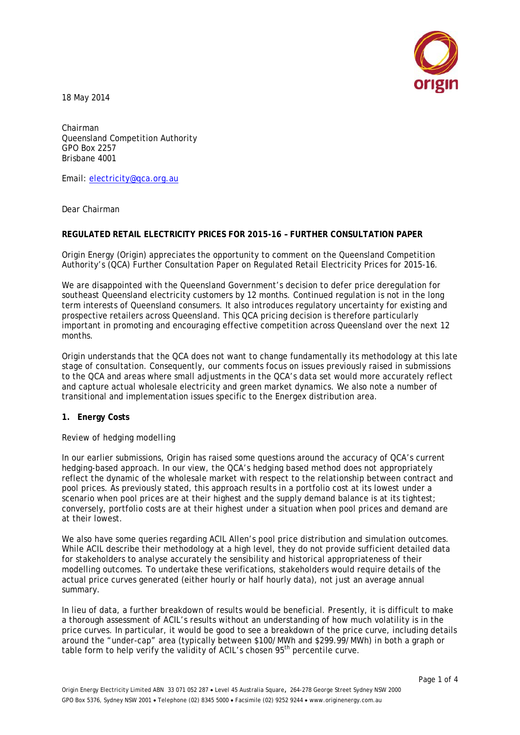18 May 2014

Chairman
Queensland Competition Authority
GPO Box 2257
Brisbane 4001

Email: electricity@qca.org.au

Dear Chairman

**REGULATED RETAIL ELECTRICITY PRICES FOR 2015-16 – FURTHER CONSULTATION PAPER**

Origin Energy (Origin) appreciates the opportunity to comment on the Queensland Competition Authority's (QCA) Further Consultation Paper on Regulated Retail Electricity Prices for 2015-16.

We are disappointed with the Queensland Government's decision to defer price deregulation for southeast Queensland electricity customers by 12 months. Continued regulation is not in the long term interests of Queensland consumers. It also introduces regulatory uncertainty for existing and prospective retailers across Queensland. This QCA pricing decision is therefore particularly important in promoting and encouraging effective competition across Queensland over the next 12 months.

Origin understands that the QCA does not want to change fundamentally its methodology at this late stage of consultation. Consequently, our comments focus on issues previously raised in submissions to the QCA and areas where small adjustments in the QCA's data set would more accurately reflect and capture actual wholesale electricity and green market dynamics. We also note a number of transitional and implementation issues specific to the Energex distribution area.

**1. Energy Costs**

Review of hedging modelling

In our earlier submissions, Origin has raised some questions around the accuracy of QCA's current hedging-based approach. In our view, the QCA's hedging based method does not appropriately reflect the dynamic of the wholesale market with respect to the relationship between contract and pool prices. As previously stated, this approach results in a portfolio cost at its lowest under a scenario when pool prices are at their highest and the supply demand balance is at its tightest; conversely, portfolio costs are at their highest under a situation when pool prices and demand are at their lowest.

We also have some queries regarding ACIL Allen's pool price distribution and simulation outcomes. While ACIL describe their methodology at a high level, they do not provide sufficient detailed data for stakeholders to analyse accurately the sensibility and historical appropriateness of their modelling outcomes. To undertake these verifications, stakeholders would require details of the actual price curves generated (either hourly or half hourly data), not just an average annual summary.

In lieu of data, a further breakdown of results would be beneficial. Presently, it is difficult to make a thorough assessment of ACIL's results without an understanding of how much volatility is in the price curves. In particular, it would be good to see a breakdown of the price curve, including details around the "under-cap" area (typically between \$100/MWh and \$299.99/MWh) in both a graph or table form to help verify the validity of ACIL's chosen 95th percentile curve.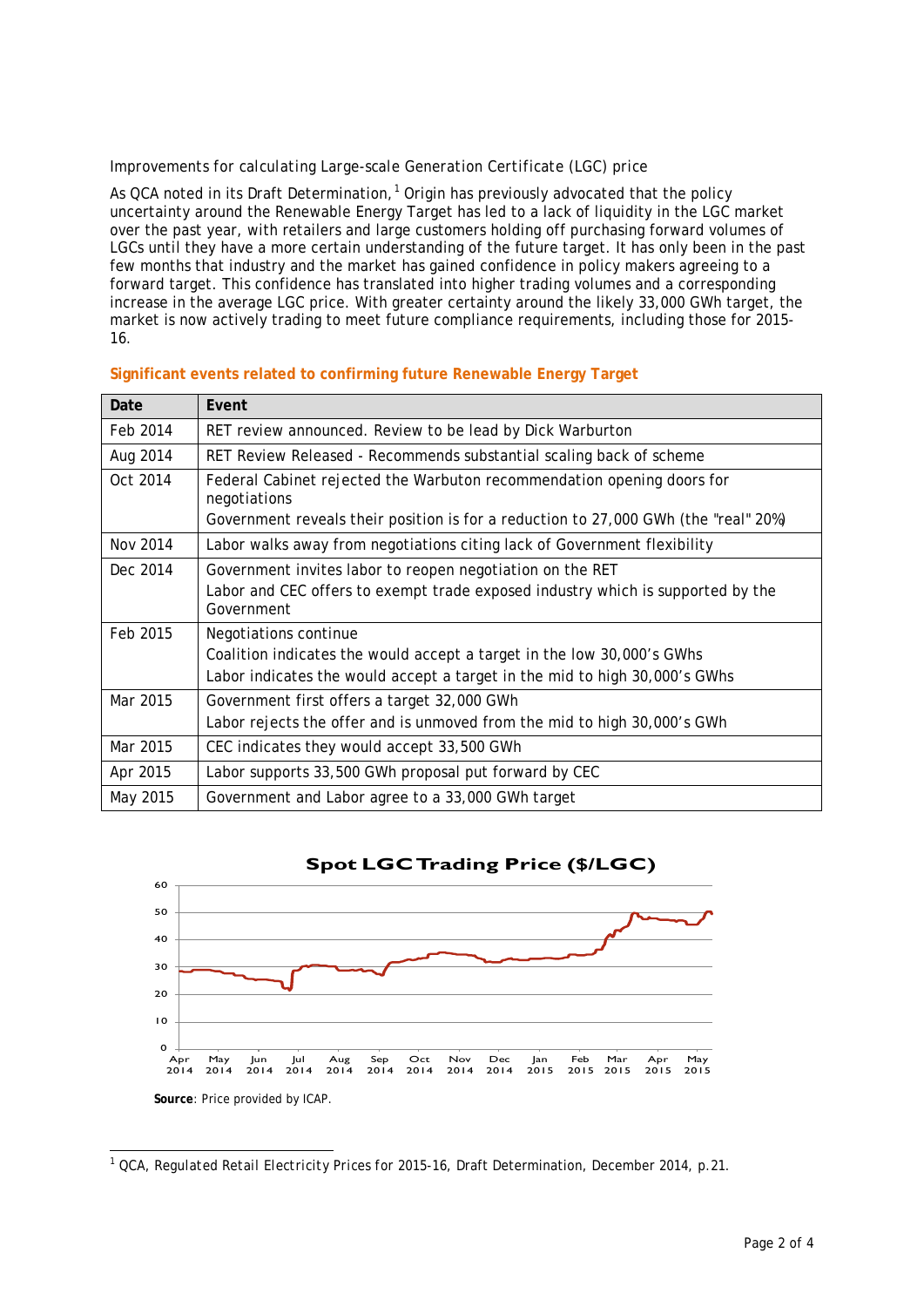Improvements for calculating Large-scale Generation Certificate (LGC) price

As QCA noted in its Draft Determination,[1] Origin has previously advocated that the policy uncertainty around the Renewable Energy Target has led to a lack of liquidity in the LGC market over the past year, with retailers and large customers holding off purchasing forward volumes of LGCs until they have a more certain understanding of the future target. It has only been in the past few months that industry and the market has gained confidence in policy makers agreeing to a forward target. This confidence has translated into higher trading volumes and a corresponding increase in the average LGC price. With greater certainty around the likely 33,000 GWh target, the market is now actively trading to meet future compliance requirements, including those for 2015-16.

**Significant events related to confirming future Renewable Energy Target**

| Date | Event |
|---|---|
| Feb 2014 | RET review announced. Review to be lead by Dick Warburton |
| Aug 2014 | RET Review Released - Recommends substantial scaling back of scheme |
| Oct 2014 | Federal Cabinet rejected the Warbuton recommendation opening doors for negotiations<br>Government reveals their position is for a reduction to 27,000 GWh (the "real" 20%) |
| Nov 2014 | Labor walks away from negotiations citing lack of Government flexibility |
| Dec 2014 | Government invites labor to reopen negotiation on the RET<br>Labor and CEC offers to exempt trade exposed industry which is supported by the Government |
| Feb 2015 | Negotiations continue<br>Coalition indicates the would accept a target in the low 30,000's GWhs<br>Labor indicates the would accept a target in the mid to high 30,000's GWhs |
| Mar 2015 | Government first offers a target 32,000 GWh<br>Labor rejects the offer and is unmoved from the mid to high 30,000's GWh |
| Mar 2015 | CEC indicates they would accept 33,500 GWh |
| Apr 2015 | Labor supports 33,500 GWh proposal put forward by CEC |
| May 2015 | Government and Labor agree to a 33,000 GWh target |

**Spot LGC Trading Price ($/LGC)**

**Source**: Price provided by ICAP.

[1] QCA, Regulated Retail Electricity Prices for 2015-16, Draft Determination, December 2014, p.21.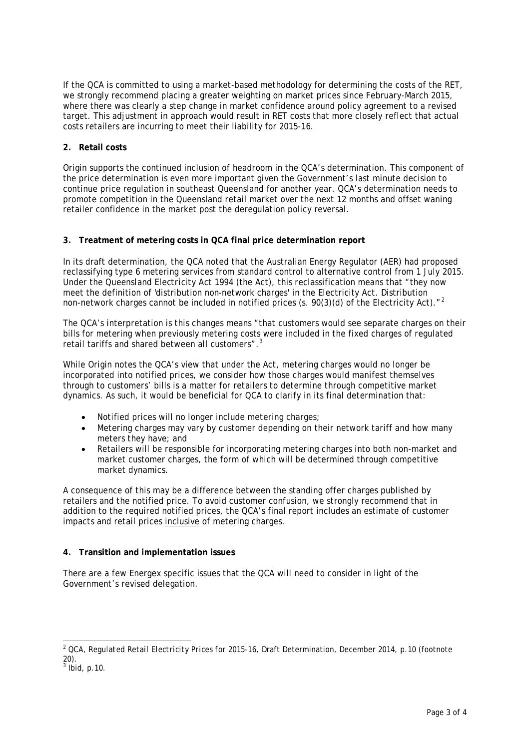If the QCA is committed to using a market-based methodology for determining the costs of the RET, we strongly recommend placing a greater weighting on market prices since February-March 2015, where there was clearly a step change in market confidence around policy agreement to a revised target. This adjustment in approach would result in RET costs that more closely reflect that actual costs retailers are incurring to meet their liability for 2015-16.

**2. Retail costs**

Origin supports the continued inclusion of headroom in the QCA's determination. This component of the price determination is even more important given the Government's last minute decision to continue price regulation in southeast Queensland for another year. QCA's determination needs to promote competition in the Queensland retail market over the next 12 months and offset waning retailer confidence in the market post the deregulation policy reversal.

**3. Treatment of metering costs in QCA final price determination report**

In its draft determination, the QCA noted that the Australian Energy Regulator (AER) had proposed reclassifying type 6 metering services from standard control to alternative control from 1 July 2015. Under the *Queensland Electricity Act 1994* (the Act), this reclassification means that "they now meet the definition of 'distribution non-network charges' in the Electricity Act. Distribution non-network charges cannot be included in notified prices (s. 90(3)(d) of the Electricity Act)."[2]

The QCA's interpretation is this changes means "that customers would see separate charges on their bills for metering when previously metering costs were included in the fixed charges of regulated retail tariffs and shared between all customers".[3]

While Origin notes the QCA's view that under the Act, metering charges would no longer be incorporated into notified prices, we consider how those charges would manifest themselves through to customers' bills is a matter for retailers to determine through competitive market dynamics. As such, it would be beneficial for QCA to clarify in its final determination that:

- Notified prices will no longer include metering charges;
- Metering charges may vary by customer depending on their network tariff and how many meters they have; and
- Retailers will be responsible for incorporating metering charges into both non-market and market customer charges, the form of which will be determined through competitive market dynamics.

A consequence of this may be a difference between the standing offer charges published by retailers and the notified price. To avoid customer confusion, we strongly recommend that in addition to the required notified prices, the QCA's final report includes an estimate of customer impacts and retail prices <u>inclusive</u> of metering charges.

**4. Transition and implementation issues**

There are a few Energex specific issues that the QCA will need to consider in light of the Government's revised delegation.

---

[2] QCA, *Regulated Retail Electricity Prices for 2015-16, Draft Determination*, December 2014, p.10 (footnote 20).

[3] Ibid, p.10.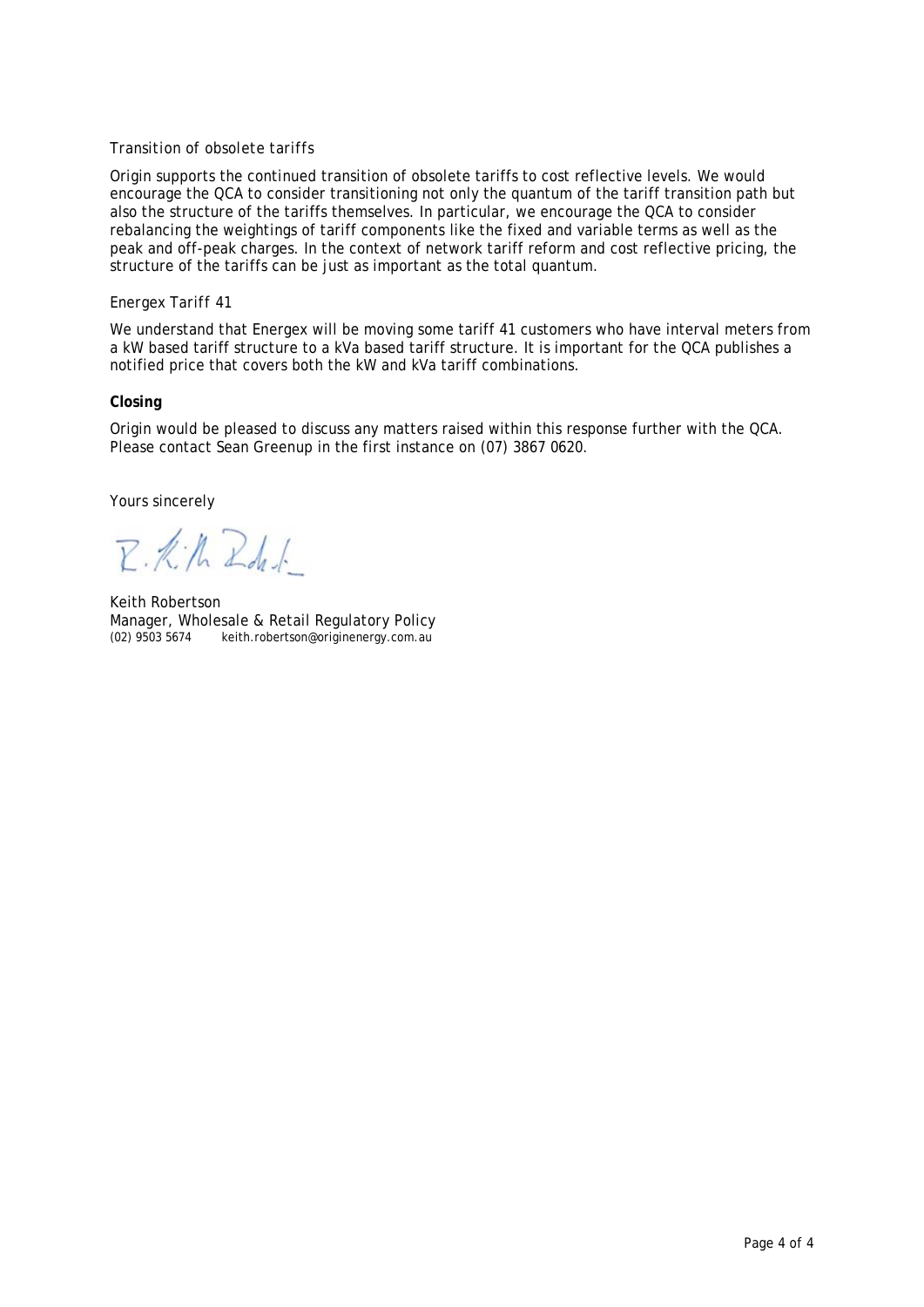*Transition of obsolete tariffs*

Origin supports the continued transition of obsolete tariffs to cost reflective levels. We would encourage the QCA to consider transitioning not only the quantum of the tariff transition path but also the structure of the tariffs themselves. In particular, we encourage the QCA to consider rebalancing the weightings of tariff components like the fixed and variable terms as well as the peak and off-peak charges. In the context of network tariff reform and cost reflective pricing, the structure of the tariffs can be just as important as the total quantum.

*Energex Tariff 41*

We understand that Energex will be moving some tariff 41 customers who have interval meters from a kW based tariff structure to a kVa based tariff structure. It is important for the QCA publishes a notified price that covers both the kW and kVa tariff combinations.

**Closing**

Origin would be pleased to discuss any matters raised within this response further with the QCA. Please contact Sean Greenup in the first instance on (07) 3867 0620.

Yours sincerely

Keith Robertson
Manager, Wholesale & Retail Regulatory Policy
(02) 9503 5674 keith.robertson@originenergy.com.au